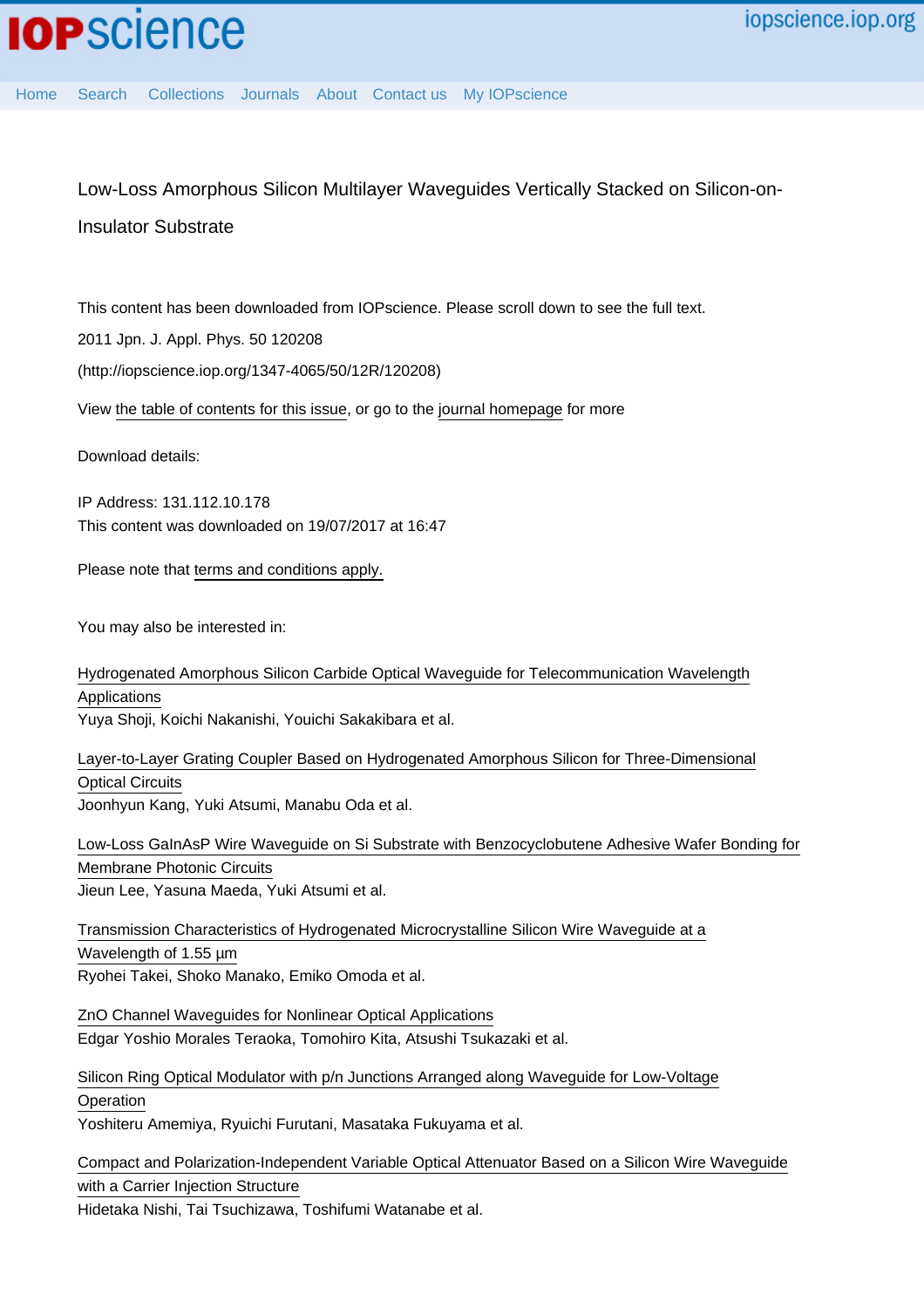# Low-Loss Amorphous Silicon Multilayer Waveguides Vertically Stacked on Silicon-on-Insulator Substrate

This content has been downloaded from IOPscience. Please scroll down to see the full text.

2011 Jpn. J. Appl. Phys. 50 120208

(http://iopscience.iop.org/1347-4065/50/12R/120208)

View the table of contents for this issue, or go to the journal homepage for more

Download details:

IP Address: 131.112.10.178

This content was downloaded on 19/07/2017 at 16:47

Please note that terms and conditions apply.

You may also be interested in:

Hydrogenated Amorphous Silicon Carbide Optical Waveguide for Telecommunication Wavelength Applications
Yuya Shoji, Koichi Nakanishi, Youichi Sakakibara et al.

Layer-to-Layer Grating Coupler Based on Hydrogenated Amorphous Silicon for Three-Dimensional Optical Circuits
Joonhyun Kang, Yuki Atsumi, Manabu Oda et al.

Low-Loss GaInAsP Wire Waveguide on Si Substrate with Benzocyclobutene Adhesive Wafer Bonding for Membrane Photonic Circuits
Jieun Lee, Yasuna Maeda, Yuki Atsumi et al.

Transmission Characteristics of Hydrogenated Microcrystalline Silicon Wire Waveguide at a Wavelength of 1.55 µm
Ryohei Takei, Shoko Manako, Emiko Omoda et al.

ZnO Channel Waveguides for Nonlinear Optical Applications
Edgar Yoshio Morales Teraoka, Tomohiro Kita, Atsushi Tsukazaki et al.

Silicon Ring Optical Modulator with p/n Junctions Arranged along Waveguide for Low-Voltage Operation
Yoshiteru Amemiya, Ryuichi Furutani, Masataka Fukuyama et al.

Compact and Polarization-Independent Variable Optical Attenuator Based on a Silicon Wire Waveguide with a Carrier Injection Structure
Hidetaka Nishi, Tai Tsuchizawa, Toshifumi Watanabe et al.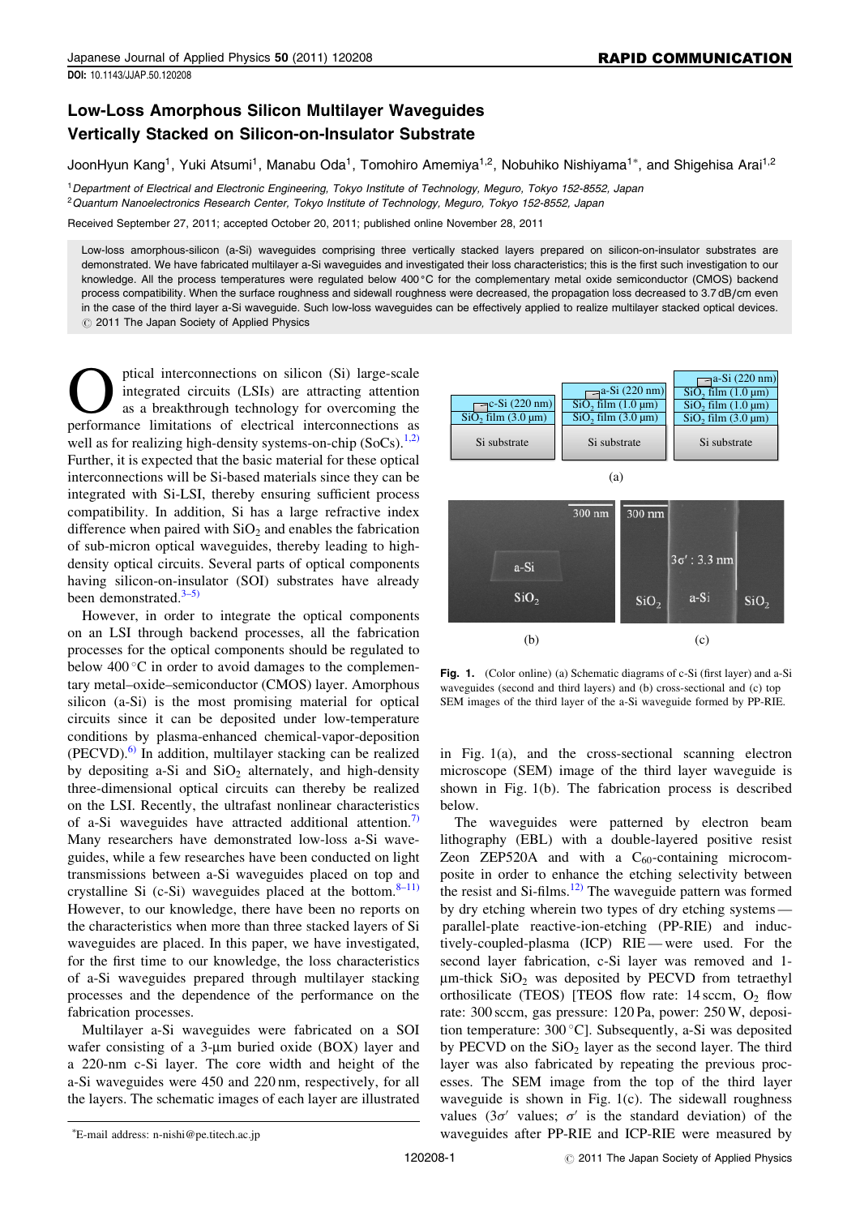# Low-Loss Amorphous Silicon Multilayer Waveguides Vertically Stacked on Silicon-on-Insulator Substrate

JoonHyun Kang[1], Yuki Atsumi[1], Manabu Oda[1], Tomohiro Amemiya[1,2], Nobuhiko Nishiyama[1*], and Shigehisa Arai[1,2]

[1] *Department of Electrical and Electronic Engineering, Tokyo Institute of Technology, Meguro, Tokyo 152-8552, Japan*
[2] *Quantum Nanoelectronics Research Center, Tokyo Institute of Technology, Meguro, Tokyo 152-8552, Japan*

Received September 27, 2011; accepted October 20, 2011; published online November 28, 2011

Low-loss amorphous-silicon (a-Si) waveguides comprising three vertically stacked layers prepared on silicon-on-insulator substrates are demonstrated. We have fabricated multilayer a-Si waveguides and investigated their loss characteristics; this is the first such investigation to our knowledge. All the process temperatures were regulated below 400 °C for the complementary metal oxide semiconductor (CMOS) backend process compatibility. When the surface roughness and sidewall roughness were decreased, the propagation loss decreased to 3.7 dB/cm even in the case of the third layer a-Si waveguide. Such low-loss waveguides can be effectively applied to realize multilayer stacked optical devices.
© 2011 The Japan Society of Applied Physics

Optical interconnections on silicon (Si) large-scale integrated circuits (LSIs) are attracting attention as a breakthrough technology for overcoming the performance limitations of electrical interconnections as well as for realizing high-density systems-on-chip (SoCs).[1,2] Further, it is expected that the basic material for these optical interconnections will be Si-based materials since they can be integrated with Si-LSI, thereby ensuring sufficient process compatibility. In addition, Si has a large refractive index difference when paired with $SiO_2$ and enables the fabrication of sub-micron optical waveguides, thereby leading to high-density optical circuits. Several parts of optical components having silicon-on-insulator (SOI) substrates have already been demonstrated.[3–5)]

However, in order to integrate the optical components on an LSI through backend processes, all the fabrication processes for the optical components should be regulated to below 400 °C in order to avoid damages to the complementary metal–oxide–semiconductor (CMOS) layer. Amorphous silicon (a-Si) is the most promising material for optical circuits since it can be deposited under low-temperature conditions by plasma-enhanced chemical-vapor-deposition (PECVD).[6] In addition, multilayer stacking can be realized by depositing a-Si and $SiO_2$ alternately, and high-density three-dimensional optical circuits can thereby be realized on the LSI. Recently, the ultrafast nonlinear characteristics of a-Si waveguides have attracted additional attention.[7] Many researchers have demonstrated low-loss a-Si waveguides, while a few researches have been conducted on light transmissions between a-Si waveguides placed on top and crystalline Si (c-Si) waveguides placed at the bottom.[8–11] However, to our knowledge, there have been no reports on the characteristics when more than three stacked layers of Si waveguides are placed. In this paper, we have investigated, for the first time to our knowledge, the loss characteristics of a-Si waveguides prepared through multilayer stacking processes and the dependence of the performance on the fabrication processes.

Multilayer a-Si waveguides were fabricated on a SOI wafer consisting of a 3-μm buried oxide (BOX) layer and a 220-nm c-Si layer. The core width and height of the a-Si waveguides were 450 and 220 nm, respectively, for all the layers. The schematic images of each layer are illustrated in Fig. 1(a), and the cross-sectional scanning electron microscope (SEM) image of the third layer waveguide is shown in Fig. 1(b). The fabrication process is described below.

**Fig. 1.** (Color online) (a) Schematic diagrams of c-Si (first layer) and a-Si waveguides (second and third layers) and (b) cross-sectional and (c) top SEM images of the third layer of the a-Si waveguide formed by PP-RIE.

The waveguides were patterned by electron beam lithography (EBL) with a double-layered positive resist Zeon ZEP520A and with a $C_{60}$-containing microcomposite in order to enhance the etching selectivity between the resist and Si-films.[12] The waveguide pattern was formed by dry etching wherein two types of dry etching systems—parallel-plate reactive-ion-etching (PP-RIE) and inductively-coupled-plasma (ICP) RIE—were used. For the second layer fabrication, c-Si layer was removed and 1-μm-thick $SiO_2$ was deposited by PECVD from tetraethyl orthosilicate (TEOS) [TEOS flow rate: 14 sccm, $O_2$ flow rate: 300 sccm, gas pressure: 120 Pa, power: 250 W, deposition temperature: 300 °C]. Subsequently, a-Si was deposited by PECVD on the $SiO_2$ layer as the second layer. The third layer was also fabricated by repeating the previous processes. The SEM image from the top of the third layer waveguide is shown in Fig. 1(c). The sidewall roughness values ($3\sigma'$ values; $\sigma'$ is the standard deviation) of the waveguides after PP-RIE and ICP-RIE were measured by

*E-mail address: n-nishi@pe.titech.ac.jp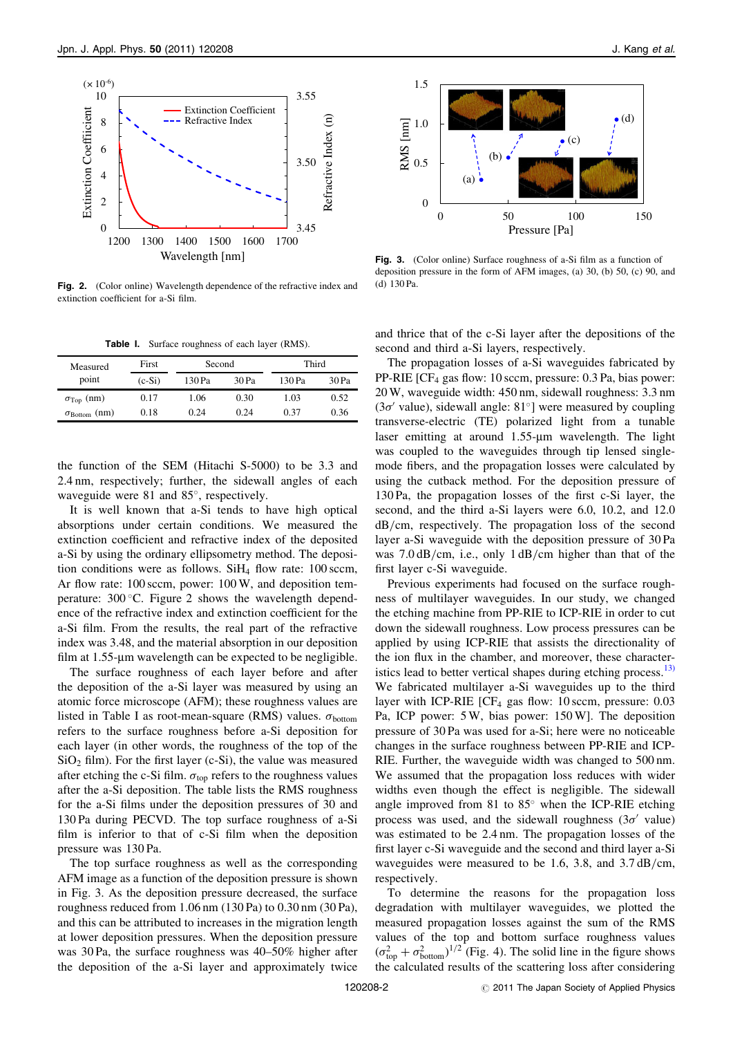Fig. 2. (Color online) Wavelength dependence of the refractive index and extinction coefficient for a-Si film.

Fig. 3. (Color online) Surface roughness of a-Si film as a function of deposition pressure in the form of AFM images, (a) 30, (b) 50, (c) 90, and (d) 130 Pa.

**Table I.** Surface roughness of each layer (RMS).

| Measured point | First | Second | | Third | |
|---|---|---|---|---|---|
| | (c-Si) | 130 Pa | 30 Pa | 130 Pa | 30 Pa |
| $\sigma_{\mathrm{Top}}$ (nm) | 0.17 | 1.06 | 0.30 | 1.03 | 0.52 |
| $\sigma_{\mathrm{Bottom}}$ (nm) | 0.18 | 0.24 | 0.24 | 0.37 | 0.36 |

the function of the SEM (Hitachi S-5000) to be 3.3 and 2.4 nm, respectively; further, the sidewall angles of each waveguide were 81 and 85°, respectively.

It is well known that a-Si tends to have high optical absorptions under certain conditions. We measured the extinction coefficient and refractive index of the deposited a-Si by using the ordinary ellipsometry method. The deposition conditions were as follows. $SiH_4$ flow rate: 100 sccm, Ar flow rate: 100 sccm, power: 100 W, and deposition temperature: 300 °C. Figure 2 shows the wavelength dependence of the refractive index and extinction coefficient for the a-Si film. From the results, the real part of the refractive index was 3.48, and the material absorption in our deposition film at 1.55-μm wavelength can be expected to be negligible.

The surface roughness of each layer before and after the deposition of the a-Si layer was measured by using an atomic force microscope (AFM); these roughness values are listed in Table I as root-mean-square (RMS) values. $\sigma_{\mathrm{bottom}}$ refers to the surface roughness before a-Si deposition for each layer (in other words, the roughness of the top of the $SiO_2$ film). For the first layer (c-Si), the value was measured after etching the c-Si film. $\sigma_{\mathrm{top}}$ refers to the roughness values after the a-Si deposition. The table lists the RMS roughness for the a-Si films under the deposition pressures of 30 and 130 Pa during PECVD. The top surface roughness of a-Si film is inferior to that of c-Si film when the deposition pressure was 130 Pa.

The top surface roughness as well as the corresponding AFM image as a function of the deposition pressure is shown in Fig. 3. As the deposition pressure decreased, the surface roughness reduced from 1.06 nm (130 Pa) to 0.30 nm (30 Pa), and this can be attributed to increases in the migration length at lower deposition pressures. When the deposition pressure was 30 Pa, the surface roughness was 40–50% higher after the deposition of the a-Si layer and approximately twice and thrice that of the c-Si layer after the depositions of the second and third a-Si layers, respectively.

The propagation losses of a-Si waveguides fabricated by PP-RIE [$CF_4$ gas flow: 10 sccm, pressure: 0.3 Pa, bias power: 20 W, waveguide width: 450 nm, sidewall roughness: 3.3 nm ($3\sigma'$ value), sidewall angle: 81°] were measured by coupling transverse-electric (TE) polarized light from a tunable laser emitting at around 1.55-μm wavelength. The light was coupled to the waveguides through tip lensed single-mode fibers, and the propagation losses were calculated by using the cutback method. For the deposition pressure of 130 Pa, the propagation losses of the first c-Si layer, the second, and the third a-Si layers were 6.0, 10.2, and 12.0 dB/cm, respectively. The propagation loss of the second layer a-Si waveguide with the deposition pressure of 30 Pa was 7.0 dB/cm, i.e., only 1 dB/cm higher than that of the first layer c-Si waveguide.

Previous experiments had focused on the surface roughness of multilayer waveguides. In our study, we changed the etching machine from PP-RIE to ICP-RIE in order to cut down the sidewall roughness. Low process pressures can be applied by using ICP-RIE that assists the directionality of the ion flux in the chamber, and moreover, these characteristics lead to better vertical shapes during etching process.[13] We fabricated multilayer a-Si waveguides up to the third layer with ICP-RIE [$CF_4$ gas flow: 10 sccm, pressure: 0.03 Pa, ICP power: 5 W, bias power: 150 W]. The deposition pressure of 30 Pa was used for a-Si; here were no noticeable changes in the surface roughness between PP-RIE and ICP-RIE. Further, the waveguide width was changed to 500 nm. We assumed that the propagation loss reduces with wider widths even though the effect is negligible. The sidewall angle improved from 81 to 85° when the ICP-RIE etching process was used, and the sidewall roughness ($3\sigma'$ value) was estimated to be 2.4 nm. The propagation losses of the first layer c-Si waveguide and the second and third layer a-Si waveguides were measured to be 1.6, 3.8, and 3.7 dB/cm, respectively.

To determine the reasons for the propagation loss degradation with multilayer waveguides, we plotted the measured propagation losses against the sum of the RMS values of the top and bottom surface roughness values $(\sigma_{\mathrm{top}}^2 + \sigma_{\mathrm{bottom}}^2)^{1/2}$ (Fig. 4). The solid line in the figure shows the calculated results of the scattering loss after considering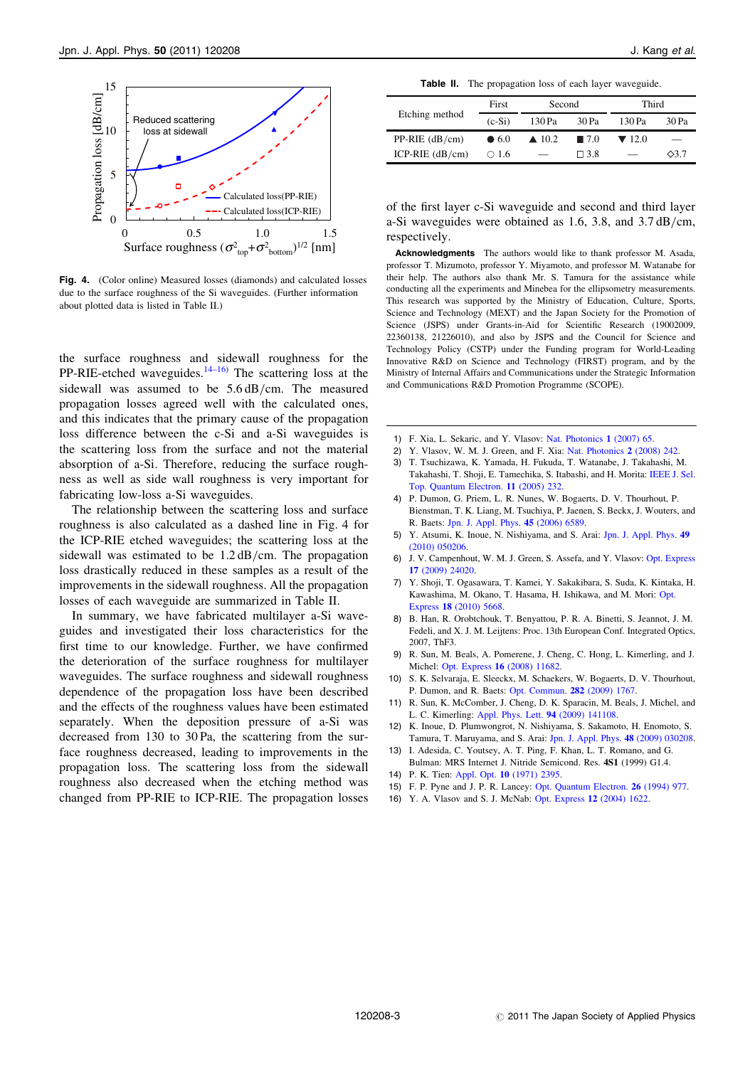15

Propagation loss [dB/cm]

10

5

0

Reduced scattering loss at sidewall

Calculated loss(PP-RIE)

Calculated loss(ICP-RIE)

0 0.5 1.0 1.5

Surface roughness $(\sigma^2_{top}+\sigma^2_{bottom})^{1/2}$ [nm]

**Fig. 4.** (Color online) Measured losses (diamonds) and calculated losses due to the surface roughness of the Si waveguides. (Further information about plotted data is listed in Table II.)

the surface roughness and sidewall roughness for the PP-RIE-etched waveguides.[14–16] The scattering loss at the sidewall was assumed to be 5.6 dB/cm. The measured propagation losses agreed well with the calculated ones, and this indicates that the primary cause of the propagation loss difference between the c-Si and a-Si waveguides is the scattering loss from the surface and not the material absorption of a-Si. Therefore, reducing the surface roughness as well as side wall roughness is very important for fabricating low-loss a-Si waveguides.

The relationship between the scattering loss and surface roughness is also calculated as a dashed line in Fig. 4 for the ICP-RIE etched waveguides; the scattering loss at the sidewall was estimated to be 1.2 dB/cm. The propagation loss drastically reduced in these samples as a result of the improvements in the sidewall roughness. All the propagation losses of each waveguide are summarized in Table II.

In summary, we have fabricated multilayer a-Si waveguides and investigated their loss characteristics for the first time to our knowledge. Further, we have confirmed the deterioration of the surface roughness for multilayer waveguides. The surface roughness and sidewall roughness dependence of the propagation loss have been described and the effects of the roughness values have been estimated separately. When the deposition pressure of a-Si was decreased from 130 to 30 Pa, the scattering from the surface roughness decreased, leading to improvements in the propagation loss. The scattering loss from the sidewall roughness also decreased when the etching method was changed from PP-RIE to ICP-RIE. The propagation losses of the first layer c-Si waveguide and second and third layer a-Si waveguides were obtained as 1.6, 3.8, and 3.7 dB/cm, respectively.

**Table II.** The propagation loss of each layer waveguide.

| Etching method | First | Second | | Third | |
|---|---|---|---|---|---|
| | (c-Si) | 130 Pa | 30 Pa | 130 Pa | 30 Pa |
| PP-RIE (dB/cm) | ● 6.0 | ▲ 10.2 | ■ 7.0 | ▼ 12.0 | — |
| ICP-RIE (dB/cm) | ○ 1.6 | — | □ 3.8 | — | ◇3.7 |

**Acknowledgments** The authors would like to thank professor M. Asada, professor T. Mizumoto, professor Y. Miyamoto, and professor M. Watanabe for their help. The authors also thank Mr. S. Tamura for the assistance while conducting all the experiments and Minebea for the ellipsometry measurements. This research was supported by the Ministry of Education, Culture, Sports, Science and Technology (MEXT) and the Japan Society for the Promotion of Science (JSPS) under Grants-in-Aid for Scientific Research (19002009, 22360138, 21226010), and also by JSPS and the Council for Science and Technology Policy (CSTP) under the Funding program for World-Leading Innovative R&D on Science and Technology (FIRST) program, and by the Ministry of Internal Affairs and Communications under the Strategic Information and Communications R&D Promotion Programme (SCOPE).

1) F. Xia, L. Sekaric, and Y. Vlasov: Nat. Photonics **1** (2007) 65.
2) Y. Vlasov, W. M. J. Green, and F. Xia: Nat. Photonics **2** (2008) 242.
3) T. Tsuchizawa, K. Yamada, H. Fukuda, T. Watanabe, J. Takahashi, M. Takahashi, T. Shoji, E. Tamechika, S. Itabashi, and H. Morita: IEEE J. Sel. Top. Quantum Electron. **11** (2005) 232.
4) P. Dumon, G. Priem, L. R. Nunes, W. Bogaerts, D. V. Thourhout, P. Bienstman, T. K. Liang, M. Tsuchiya, P. Jaenen, S. Beckx, J. Wouters, and R. Baets: Jpn. J. Appl. Phys. **45** (2006) 6589.
5) Y. Atsumi, K. Inoue, N. Nishiyama, and S. Arai: Jpn. J. Appl. Phys. **49** (2010) 050206.
6) J. V. Campenhout, W. M. J. Green, S. Assefa, and Y. Vlasov: Opt. Express **17** (2009) 24020.
7) Y. Shoji, T. Ogasawara, T. Kamei, Y. Sakakibara, S. Suda, K. Kintaka, H. Kawashima, M. Okano, T. Hasama, H. Ishikawa, and M. Mori: Opt. Express **18** (2010) 5668.
8) B. Han, R. Orobtchouk, T. Benyattou, P. R. A. Binetti, S. Jeannot, J. M. Fedeli, and X. J. M. Leijtens: Proc. 13th European Conf. Integrated Optics, 2007, ThF3.
9) R. Sun, M. Beals, A. Pomerene, J. Cheng, C. Hong, L. Kimerling, and J. Michel: Opt. Express **16** (2008) 11682.
10) S. K. Selvaraja, E. Sleeckx, M. Schaekers, W. Bogaerts, D. V. Thourhout, P. Dumon, and R. Baets: Opt. Commun. **282** (2009) 1767.
11) R. Sun, K. McComber, J. Cheng, D. K. Sparacin, M. Beals, J. Michel, and L. C. Kimerling: Appl. Phys. Lett. **94** (2009) 141108.
12) K. Inoue, D. Plumwongrot, N. Nishiyama, S. Sakamoto, H. Enomoto, S. Tamura, T. Maruyama, and S. Arai: Jpn. J. Appl. Phys. **48** (2009) 030208.
13) I. Adesida, C. Youtsey, A. T. Ping, F. Khan, L. T. Romano, and G. Bulman: MRS Internet J. Nitride Semicond. Res. **4S1** (1999) G1.4.
14) P. K. Tien: Appl. Opt. **10** (1971) 2395.
15) F. P. Pyne and J. P. R. Lancey: Opt. Quantum Electron. **26** (1994) 977.
16) Y. A. Vlasov and S. J. McNab: Opt. Express **12** (2004) 1622.